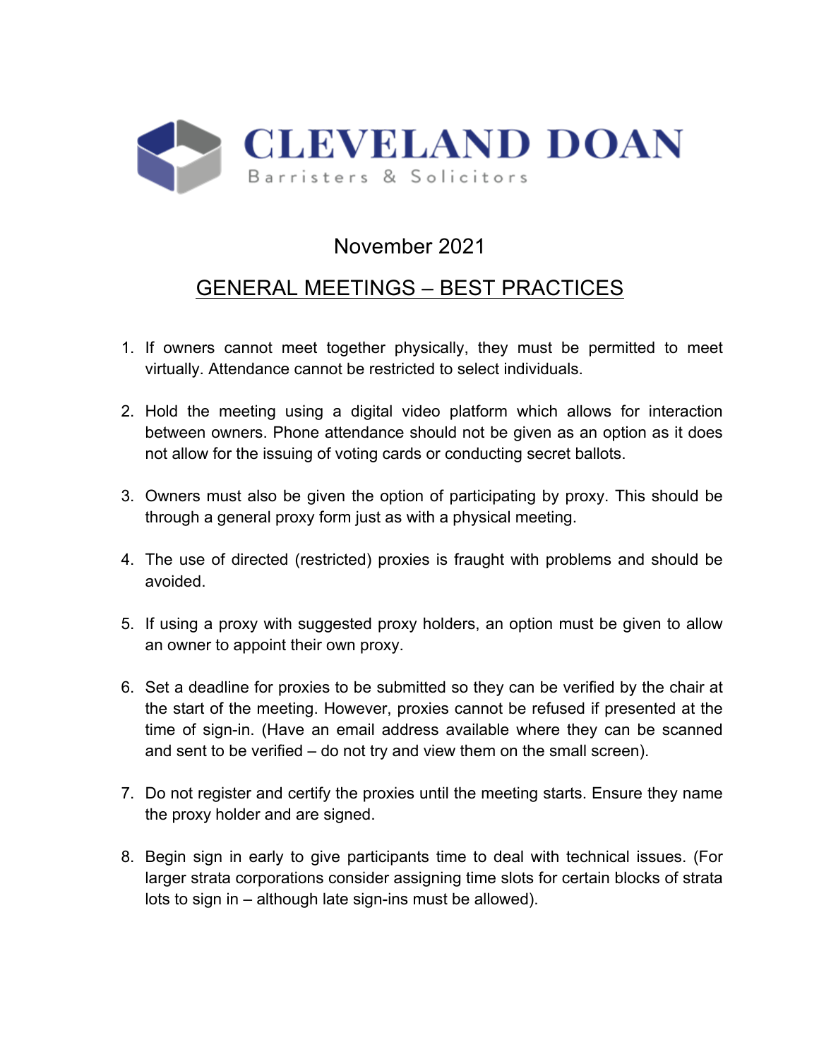# CLEVELAND DOAN

Barristers & Solicitors

November 2021

## GENERAL MEETINGS – BEST PRACTICES

1. If owners cannot meet together physically, they must be permitted to meet virtually. Attendance cannot be restricted to select individuals.

2. Hold the meeting using a digital video platform which allows for interaction between owners. Phone attendance should not be given as an option as it does not allow for the issuing of voting cards or conducting secret ballots.

3. Owners must also be given the option of participating by proxy. This should be through a general proxy form just as with a physical meeting.

4. The use of directed (restricted) proxies is fraught with problems and should be avoided.

5. If using a proxy with suggested proxy holders, an option must be given to allow an owner to appoint their own proxy.

6. Set a deadline for proxies to be submitted so they can be verified by the chair at the start of the meeting. However, proxies cannot be refused if presented at the time of sign-in. (Have an email address available where they can be scanned and sent to be verified – do not try and view them on the small screen).

7. Do not register and certify the proxies until the meeting starts. Ensure they name the proxy holder and are signed.

8. Begin sign in early to give participants time to deal with technical issues. (For larger strata corporations consider assigning time slots for certain blocks of strata lots to sign in – although late sign-ins must be allowed).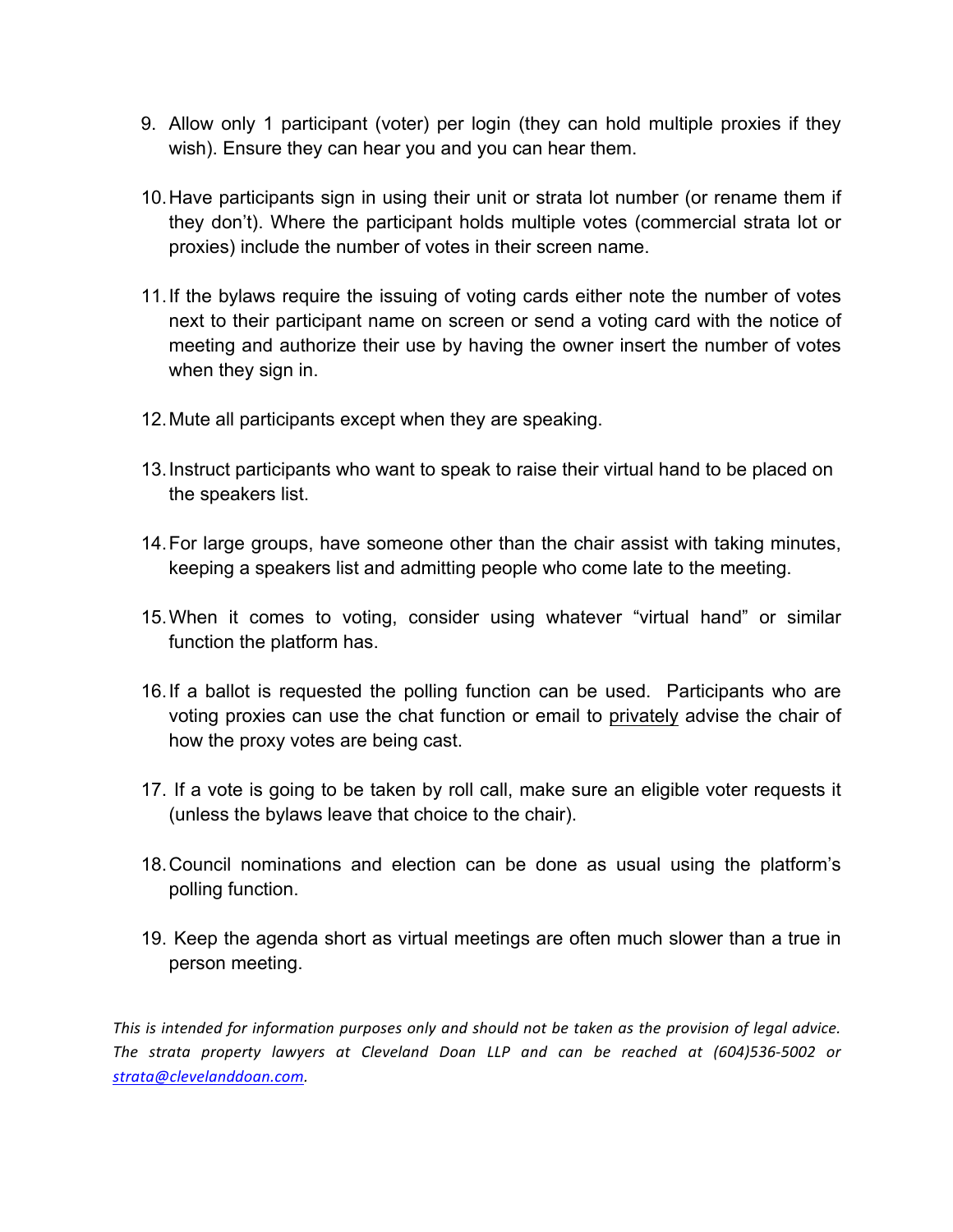9. Allow only 1 participant (voter) per login (they can hold multiple proxies if they wish). Ensure they can hear you and you can hear them.

10. Have participants sign in using their unit or strata lot number (or rename them if they don't). Where the participant holds multiple votes (commercial strata lot or proxies) include the number of votes in their screen name.

11. If the bylaws require the issuing of voting cards either note the number of votes next to their participant name on screen or send a voting card with the notice of meeting and authorize their use by having the owner insert the number of votes when they sign in.

12. Mute all participants except when they are speaking.

13. Instruct participants who want to speak to raise their virtual hand to be placed on the speakers list.

14. For large groups, have someone other than the chair assist with taking minutes, keeping a speakers list and admitting people who come late to the meeting.

15. When it comes to voting, consider using whatever "virtual hand" or similar function the platform has.

16. If a ballot is requested the polling function can be used. Participants who are voting proxies can use the chat function or email to privately advise the chair of how the proxy votes are being cast.

17. If a vote is going to be taken by roll call, make sure an eligible voter requests it (unless the bylaws leave that choice to the chair).

18. Council nominations and election can be done as usual using the platform's polling function.

19. Keep the agenda short as virtual meetings are often much slower than a true in person meeting.

*This is intended for information purposes only and should not be taken as the provision of legal advice. The strata property lawyers at Cleveland Doan LLP and can be reached at (604)536-5002 or strata@clevelanddoan.com.*